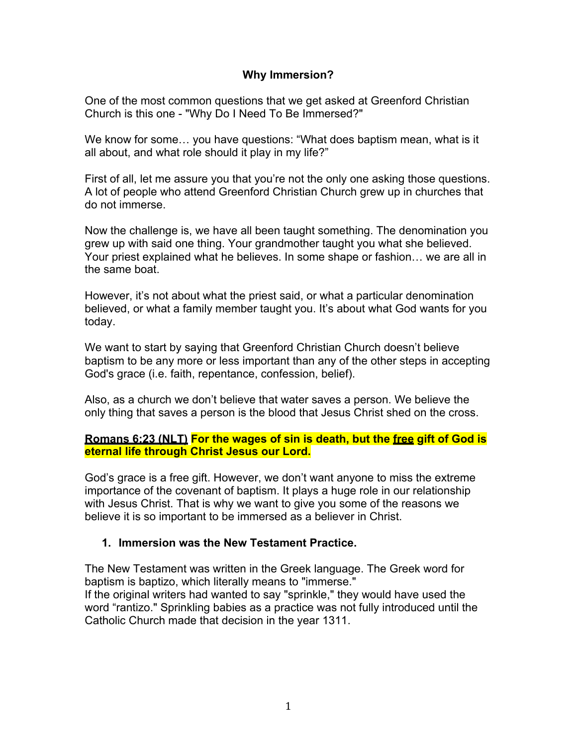# Why Immersion?

One of the most common questions that we get asked at Greenford Christian Church is this one - "Why Do I Need To Be Immersed?"

We know for some… you have questions: "What does baptism mean, what is it all about, and what role should it play in my life?"

First of all, let me assure you that you're not the only one asking those questions. A lot of people who attend Greenford Christian Church grew up in churches that do not immerse.

Now the challenge is, we have all been taught something. The denomination you grew up with said one thing. Your grandmother taught you what she believed. Your priest explained what he believes. In some shape or fashion… we are all in the same boat.

However, it's not about what the priest said, or what a particular denomination believed, or what a family member taught you. It's about what God wants for you today.

We want to start by saying that Greenford Christian Church doesn't believe baptism to be any more or less important than any of the other steps in accepting God's grace (i.e. faith, repentance, confession, belief).

Also, as a church we don't believe that water saves a person. We believe the only thing that saves a person is the blood that Jesus Christ shed on the cross.

**Romans 6:23 (NLT) For the wages of sin is death, but the free gift of God is eternal life through Christ Jesus our Lord.**

God's grace is a free gift. However, we don't want anyone to miss the extreme importance of the covenant of baptism. It plays a huge role in our relationship with Jesus Christ. That is why we want to give you some of the reasons we believe it is so important to be immersed as a believer in Christ.

1. **Immersion was the New Testament Practice.**

The New Testament was written in the Greek language. The Greek word for baptism is baptizo, which literally means to "immerse."
If the original writers had wanted to say "sprinkle," they would have used the word "rantizo." Sprinkling babies as a practice was not fully introduced until the Catholic Church made that decision in the year 1311.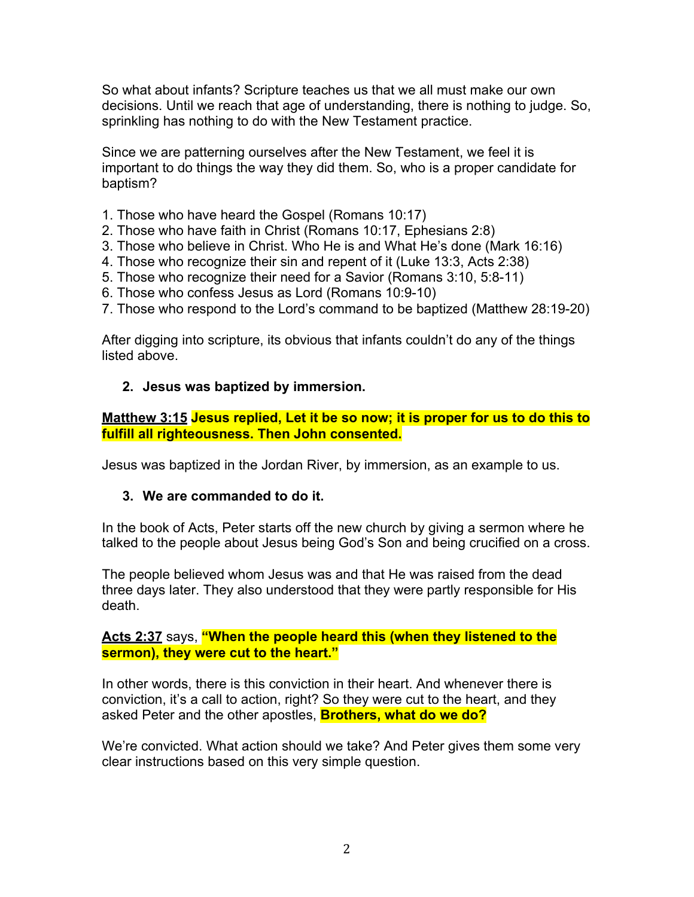So what about infants? Scripture teaches us that we all must make our own decisions. Until we reach that age of understanding, there is nothing to judge. So, sprinkling has nothing to do with the New Testament practice.

Since we are patterning ourselves after the New Testament, we feel it is important to do things the way they did them. So, who is a proper candidate for baptism?

1. Those who have heard the Gospel (Romans 10:17)
2. Those who have faith in Christ (Romans 10:17, Ephesians 2:8)
3. Those who believe in Christ. Who He is and What He's done (Mark 16:16)
4. Those who recognize their sin and repent of it (Luke 13:3, Acts 2:38)
5. Those who recognize their need for a Savior (Romans 3:10, 5:8-11)
6. Those who confess Jesus as Lord (Romans 10:9-10)
7. Those who respond to the Lord's command to be baptized (Matthew 28:19-20)

After digging into scripture, its obvious that infants couldn't do any of the things listed above.

2. **Jesus was baptized by immersion.**

**Matthew 3:15** **Jesus replied, Let it be so now; it is proper for us to do this to fulfill all righteousness. Then John consented.**

Jesus was baptized in the Jordan River, by immersion, as an example to us.

3. **We are commanded to do it.**

In the book of Acts, Peter starts off the new church by giving a sermon where he talked to the people about Jesus being God's Son and being crucified on a cross.

The people believed whom Jesus was and that He was raised from the dead three days later. They also understood that they were partly responsible for His death.

**Acts 2:37** says, **"When the people heard this (when they listened to the sermon), they were cut to the heart."**

In other words, there is this conviction in their heart. And whenever there is conviction, it's a call to action, right? So they were cut to the heart, and they asked Peter and the other apostles, **Brothers, what do we do?**

We're convicted. What action should we take? And Peter gives them some very clear instructions based on this very simple question.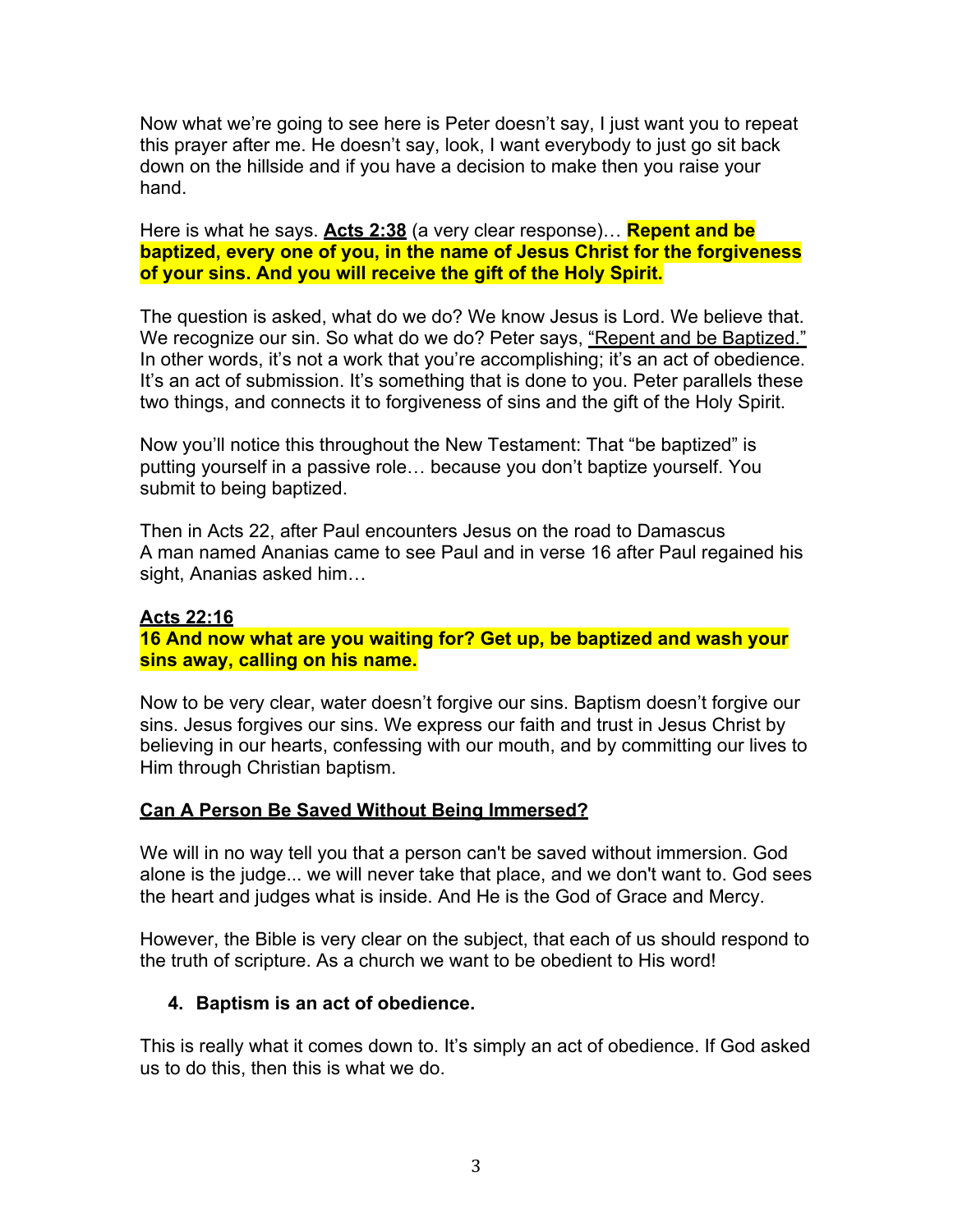Now what we're going to see here is Peter doesn't say, I just want you to repeat this prayer after me. He doesn't say, look, I want everybody to just go sit back down on the hillside and if you have a decision to make then you raise your hand.

Here is what he says. **Acts 2:38** (a very clear response)… **Repent and be baptized, every one of you, in the name of Jesus Christ for the forgiveness of your sins. And you will receive the gift of the Holy Spirit.**

The question is asked, what do we do? We know Jesus is Lord. We believe that. We recognize our sin. So what do we do? Peter says, "Repent and be Baptized." In other words, it's not a work that you're accomplishing; it's an act of obedience. It's an act of submission. It's something that is done to you. Peter parallels these two things, and connects it to forgiveness of sins and the gift of the Holy Spirit.

Now you'll notice this throughout the New Testament: That "be baptized" is putting yourself in a passive role… because you don't baptize yourself. You submit to being baptized.

Then in Acts 22, after Paul encounters Jesus on the road to Damascus
A man named Ananias came to see Paul and in verse 16 after Paul regained his sight, Ananias asked him…

**Acts 22:16**
**16 And now what are you waiting for? Get up, be baptized and wash your sins away, calling on his name.**

Now to be very clear, water doesn't forgive our sins. Baptism doesn't forgive our sins. Jesus forgives our sins. We express our faith and trust in Jesus Christ by believing in our hearts, confessing with our mouth, and by committing our lives to Him through Christian baptism.

**Can A Person Be Saved Without Being Immersed?**

We will in no way tell you that a person can't be saved without immersion. God alone is the judge... we will never take that place, and we don't want to. God sees the heart and judges what is inside. And He is the God of Grace and Mercy.

However, the Bible is very clear on the subject, that each of us should respond to the truth of scripture. As a church we want to be obedient to His word!

4. **Baptism is an act of obedience.**

This is really what it comes down to. It's simply an act of obedience. If God asked us to do this, then this is what we do.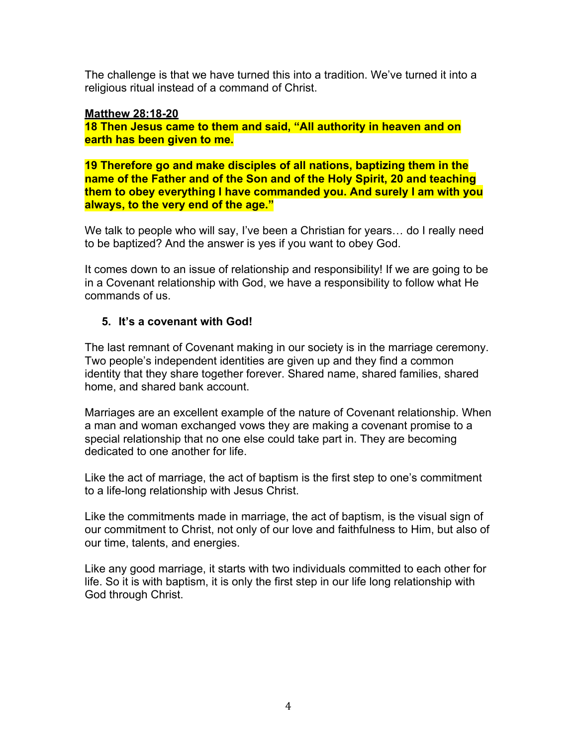The challenge is that we have turned this into a tradition. We've turned it into a religious ritual instead of a command of Christ.

**Matthew 28:18-20**

**18 Then Jesus came to them and said, "All authority in heaven and on earth has been given to me.**

**19 Therefore go and make disciples of all nations, baptizing them in the name of the Father and of the Son and of the Holy Spirit, 20 and teaching them to obey everything I have commanded you. And surely I am with you always, to the very end of the age."**

We talk to people who will say, I've been a Christian for years… do I really need to be baptized? And the answer is yes if you want to obey God.

It comes down to an issue of relationship and responsibility! If we are going to be in a Covenant relationship with God, we have a responsibility to follow what He commands of us.

5. **It's a covenant with God!**

The last remnant of Covenant making in our society is in the marriage ceremony. Two people's independent identities are given up and they find a common identity that they share together forever. Shared name, shared families, shared home, and shared bank account.

Marriages are an excellent example of the nature of Covenant relationship. When a man and woman exchanged vows they are making a covenant promise to a special relationship that no one else could take part in. They are becoming dedicated to one another for life.

Like the act of marriage, the act of baptism is the first step to one's commitment to a life-long relationship with Jesus Christ.

Like the commitments made in marriage, the act of baptism, is the visual sign of our commitment to Christ, not only of our love and faithfulness to Him, but also of our time, talents, and energies.

Like any good marriage, it starts with two individuals committed to each other for life. So it is with baptism, it is only the first step in our life long relationship with God through Christ.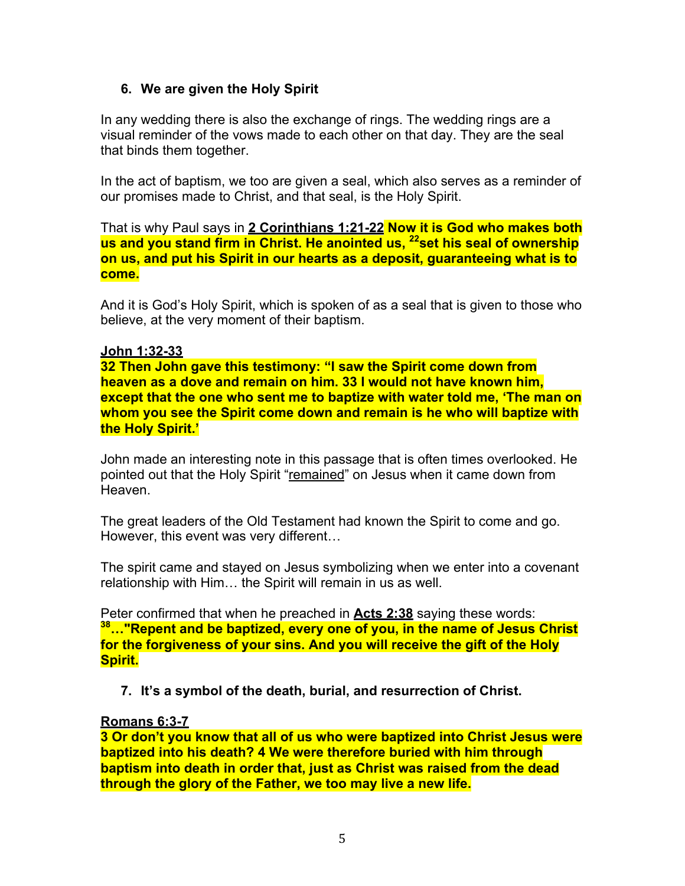6. **We are given the Holy Spirit**

In any wedding there is also the exchange of rings. The wedding rings are a visual reminder of the vows made to each other on that day. They are the seal that binds them together.

In the act of baptism, we too are given a seal, which also serves as a reminder of our promises made to Christ, and that seal, is the Holy Spirit.

That is why Paul says in **2 Corinthians 1:21-22** **Now it is God who makes both us and you stand firm in Christ. He anointed us, [22]set his seal of ownership on us, and put his Spirit in our hearts as a deposit, guaranteeing what is to come.**

And it is God's Holy Spirit, which is spoken of as a seal that is given to those who believe, at the very moment of their baptism.

**John 1:32-33**
**32 Then John gave this testimony: "I saw the Spirit come down from heaven as a dove and remain on him. 33 I would not have known him, except that the one who sent me to baptize with water told me, 'The man on whom you see the Spirit come down and remain is he who will baptize with the Holy Spirit.'**

John made an interesting note in this passage that is often times overlooked. He pointed out that the Holy Spirit "remained" on Jesus when it came down from Heaven.

The great leaders of the Old Testament had known the Spirit to come and go. However, this event was very different…

The spirit came and stayed on Jesus symbolizing when we enter into a covenant relationship with Him… the Spirit will remain in us as well.

Peter confirmed that when he preached in **Acts 2:38** saying these words:
**[38]…"Repent and be baptized, every one of you, in the name of Jesus Christ for the forgiveness of your sins. And you will receive the gift of the Holy Spirit.**

7. **It's a symbol of the death, burial, and resurrection of Christ.**

**Romans 6:3-7**
**3 Or don't you know that all of us who were baptized into Christ Jesus were baptized into his death? 4 We were therefore buried with him through baptism into death in order that, just as Christ was raised from the dead through the glory of the Father, we too may live a new life.**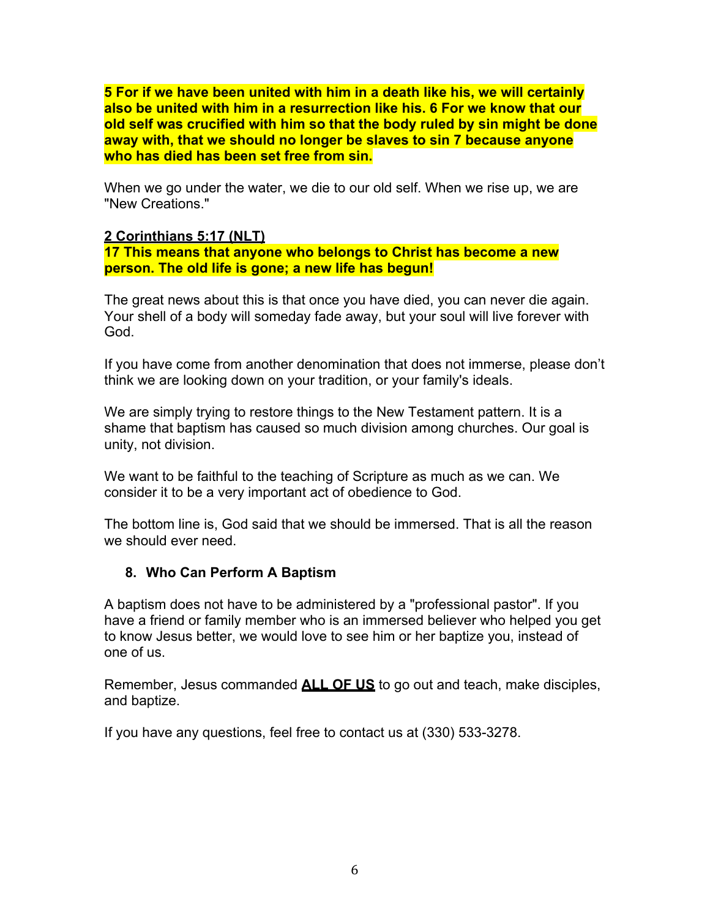**5 For if we have been united with him in a death like his, we will certainly also be united with him in a resurrection like his. 6 For we know that our old self was crucified with him so that the body ruled by sin might be done away with, that we should no longer be slaves to sin 7 because anyone who has died has been set free from sin.**

When we go under the water, we die to our old self. When we rise up, we are "New Creations."

**2 Corinthians 5:17 (NLT)**
**17 This means that anyone who belongs to Christ has become a new person. The old life is gone; a new life has begun!**

The great news about this is that once you have died, you can never die again. Your shell of a body will someday fade away, but your soul will live forever with God.

If you have come from another denomination that does not immerse, please don't think we are looking down on your tradition, or your family's ideals.

We are simply trying to restore things to the New Testament pattern. It is a shame that baptism has caused so much division among churches. Our goal is unity, not division.

We want to be faithful to the teaching of Scripture as much as we can. We consider it to be a very important act of obedience to God.

The bottom line is, God said that we should be immersed. That is all the reason we should ever need.

8. **Who Can Perform A Baptism**

A baptism does not have to be administered by a "professional pastor". If you have a friend or family member who is an immersed believer who helped you get to know Jesus better, we would love to see him or her baptize you, instead of one of us.

Remember, Jesus commanded **ALL OF US** to go out and teach, make disciples, and baptize.

If you have any questions, feel free to contact us at (330) 533-3278.